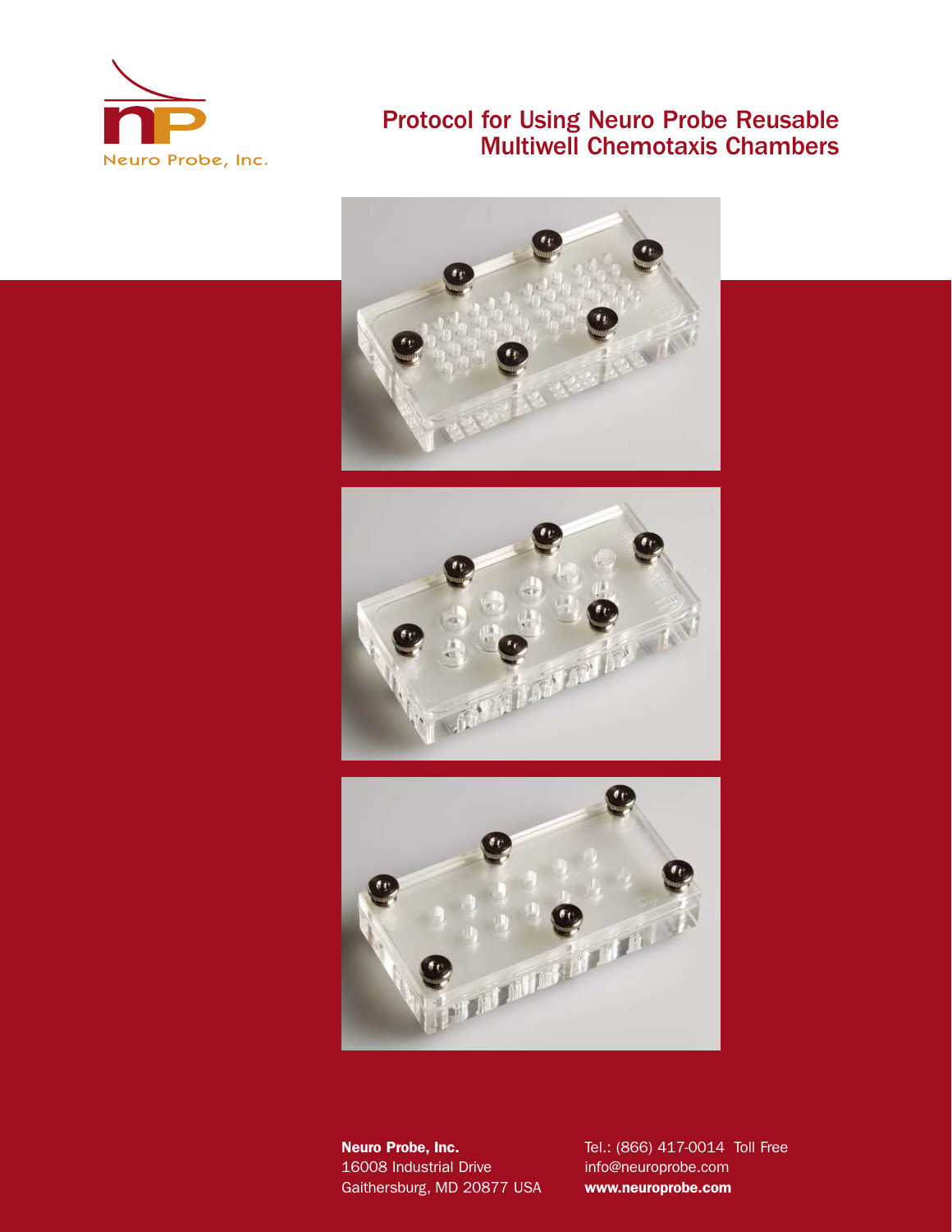Neuro Probe, Inc.

# Protocol for Using Neuro Probe Reusable Multiwell Chemotaxis Chambers

**Neuro Probe, Inc.**
16008 Industrial Drive
Gaithersburg, MD 20877 USA

Tel.: (866) 417-0014 Toll Free
info@neuroprobe.com
**www.neuroprobe.com**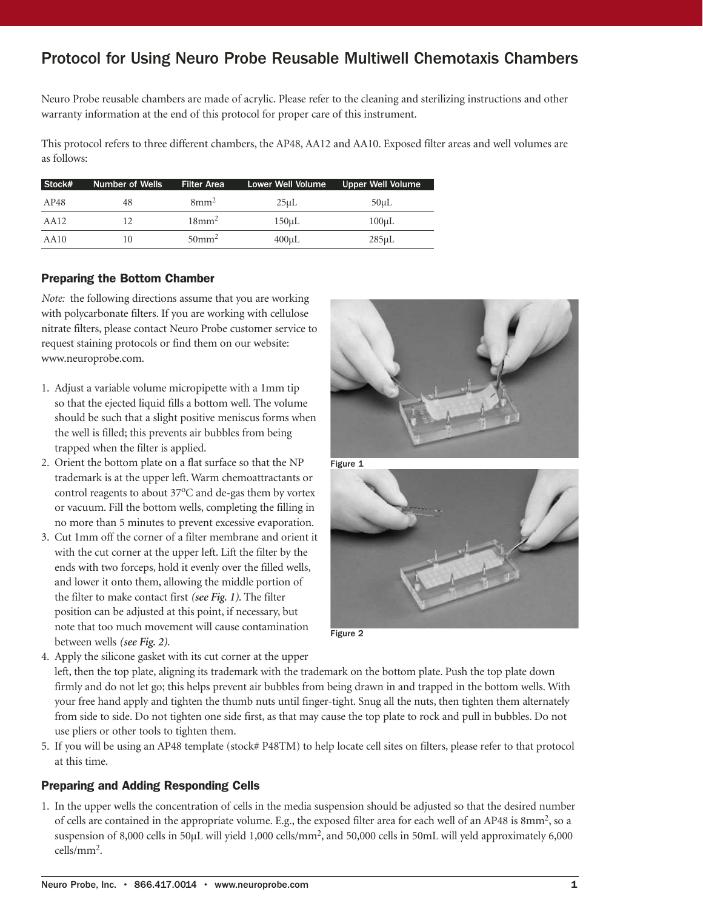# Protocol for Using Neuro Probe Reusable Multiwell Chemotaxis Chambers

Neuro Probe reusable chambers are made of acrylic. Please refer to the cleaning and sterilizing instructions and other warranty information at the end of this protocol for proper care of this instrument.

This protocol refers to three different chambers, the AP48, AA12 and AA10. Exposed filter areas and well volumes are as follows:

| Stock# | Number of Wells | Filter Area | Lower Well Volume | Upper Well Volume |
|---|---|---|---|---|
| AP48 | 48 | $8mm^2$ | 25µL | 50µL |
| AA12 | 12 | $18mm^2$ | 150µL | 100µL |
| AA10 | 10 | $50mm^2$ | 400µL | 285µL |

## Preparing the Bottom Chamber

*Note:* the following directions assume that you are working with polycarbonate filters. If you are working with cellulose nitrate filters, please contact Neuro Probe customer service to request staining protocols or find them on our website: www.neuroprobe.com.

1. Adjust a variable volume micropipette with a 1mm tip so that the ejected liquid fills a bottom well. The volume should be such that a slight positive meniscus forms when the well is filled; this prevents air bubbles from being trapped when the filter is applied.
2. Orient the bottom plate on a flat surface so that the NP trademark is at the upper left. Warm chemoattractants or control reagents to about 37°C and de-gas them by vortex or vacuum. Fill the bottom wells, completing the filling in no more than 5 minutes to prevent excessive evaporation.
3. Cut 1mm off the corner of a filter membrane and orient it with the cut corner at the upper left. Lift the filter by the ends with two forceps, hold it evenly over the filled wells, and lower it onto them, allowing the middle portion of the filter to make contact first ***(see Fig. 1)***. The filter position can be adjusted at this point, if necessary, but note that too much movement will cause contamination between wells ***(see Fig. 2)***.
4. Apply the silicone gasket with its cut corner at the upper left, then the top plate, aligning its trademark with the trademark on the bottom plate. Push the top plate down firmly and do not let go; this helps prevent air bubbles from being drawn in and trapped in the bottom wells. With your free hand apply and tighten the thumb nuts until finger-tight. Snug all the nuts, then tighten them alternately from side to side. Do not tighten one side first, as that may cause the top plate to rock and pull in bubbles. Do not use pliers or other tools to tighten them.
5. If you will be using an AP48 template (stock# P48TM) to help locate cell sites on filters, please refer to that protocol at this time.

Figure 1

Figure 2

## Preparing and Adding Responding Cells

1. In the upper wells the concentration of cells in the media suspension should be adjusted so that the desired number of cells are contained in the appropriate volume. E.g., the exposed filter area for each well of an AP48 is $8mm^2$, so a suspension of 8,000 cells in 50µL will yield 1,000 cells/$mm^2$, and 50,000 cells in 50mL will yeld approximately 6,000 cells/$mm^2$.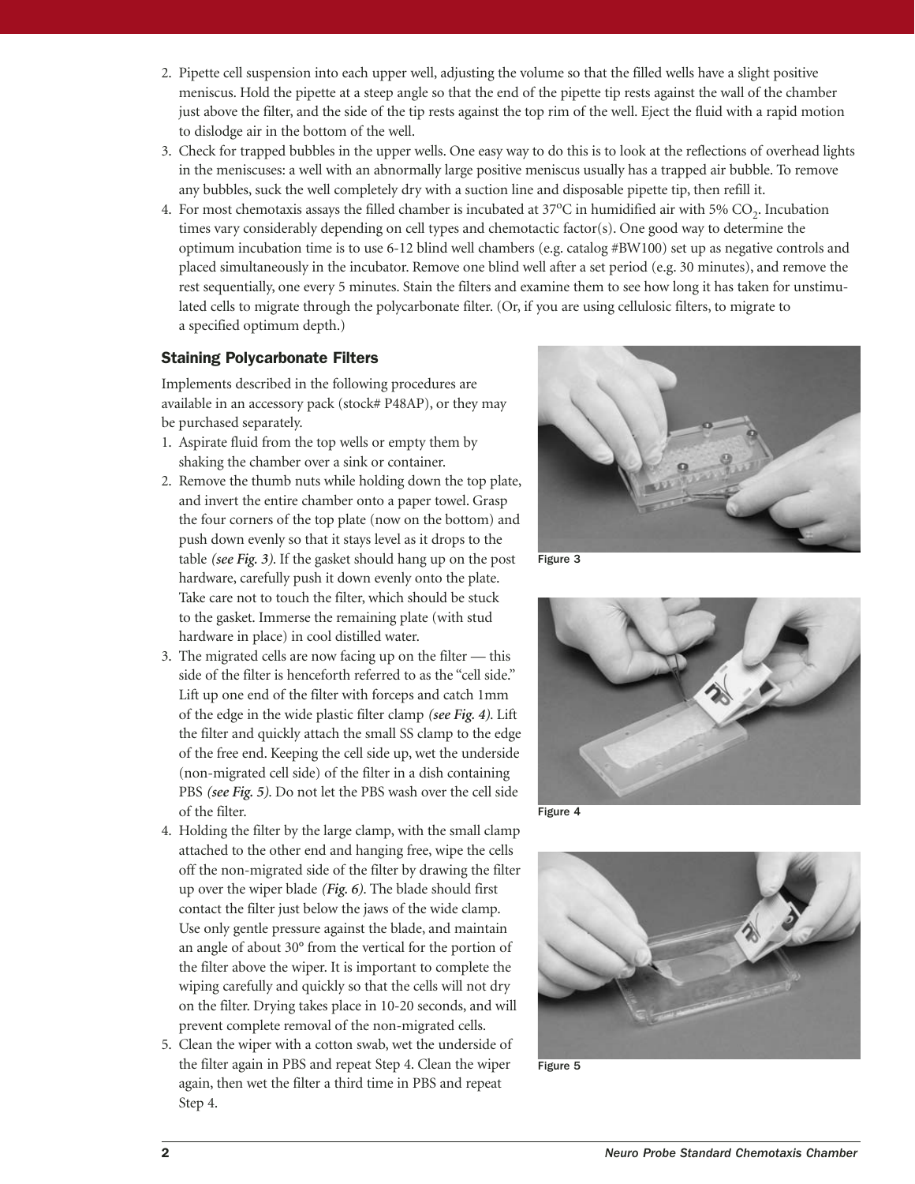2. Pipette cell suspension into each upper well, adjusting the volume so that the filled wells have a slight positive meniscus. Hold the pipette at a steep angle so that the end of the pipette tip rests against the wall of the chamber just above the filter, and the side of the tip rests against the top rim of the well. Eject the fluid with a rapid motion to dislodge air in the bottom of the well.
3. Check for trapped bubbles in the upper wells. One easy way to do this is to look at the reflections of overhead lights in the meniscuses: a well with an abnormally large positive meniscus usually has a trapped air bubble. To remove any bubbles, suck the well completely dry with a suction line and disposable pipette tip, then refill it.
4. For most chemotaxis assays the filled chamber is incubated at 37ºC in humidified air with 5% $CO_2$. Incubation times vary considerably depending on cell types and chemotactic factor(s). One good way to determine the optimum incubation time is to use 6-12 blind well chambers (e.g. catalog #BW100) set up as negative controls and placed simultaneously in the incubator. Remove one blind well after a set period (e.g. 30 minutes), and remove the rest sequentially, one every 5 minutes. Stain the filters and examine them to see how long it has taken for unstimulated cells to migrate through the polycarbonate filter. (Or, if you are using cellulosic filters, to migrate to a specified optimum depth.)

### Staining Polycarbonate Filters

Implements described in the following procedures are available in an accessory pack (stock# P48AP), or they may be purchased separately.

1. Aspirate fluid from the top wells or empty them by shaking the chamber over a sink or container.
2. Remove the thumb nuts while holding down the top plate, and invert the entire chamber onto a paper towel. Grasp the four corners of the top plate (now on the bottom) and push down evenly so that it stays level as it drops to the table *(see Fig. 3)*. If the gasket should hang up on the post hardware, carefully push it down evenly onto the plate. Take care not to touch the filter, which should be stuck to the gasket. Immerse the remaining plate (with stud hardware in place) in cool distilled water.
3. The migrated cells are now facing up on the filter — this side of the filter is henceforth referred to as the "cell side." Lift up one end of the filter with forceps and catch 1mm of the edge in the wide plastic filter clamp *(see Fig. 4)*. Lift the filter and quickly attach the small SS clamp to the edge of the free end. Keeping the cell side up, wet the underside (non-migrated cell side) of the filter in a dish containing PBS *(see Fig. 5)*. Do not let the PBS wash over the cell side of the filter.
4. Holding the filter by the large clamp, with the small clamp attached to the other end and hanging free, wipe the cells off the non-migrated side of the filter by drawing the filter up over the wiper blade *(Fig. 6)*. The blade should first contact the filter just below the jaws of the wide clamp. Use only gentle pressure against the blade, and maintain an angle of about 30° from the vertical for the portion of the filter above the wiper. It is important to complete the wiping carefully and quickly so that the cells will not dry on the filter. Drying takes place in 10-20 seconds, and will prevent complete removal of the non-migrated cells.
5. Clean the wiper with a cotton swab, wet the underside of the filter again in PBS and repeat Step 4. Clean the wiper again, then wet the filter a third time in PBS and repeat Step 4.

Figure 3

Figure 4

Figure 5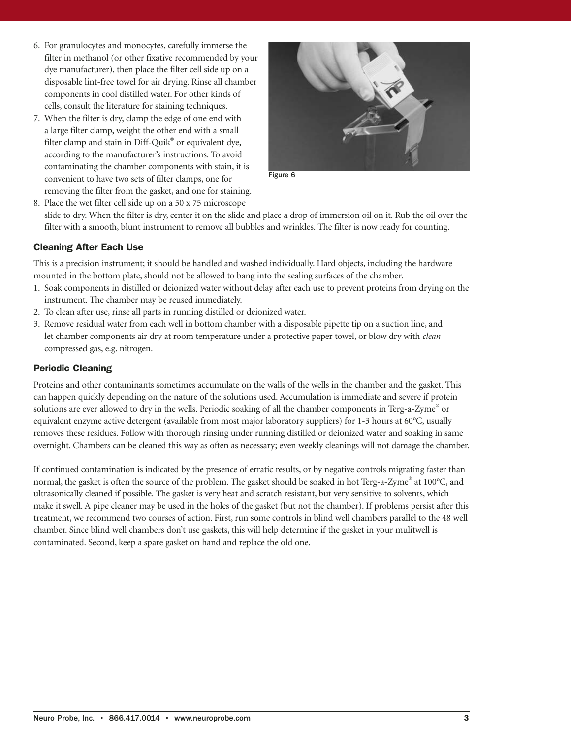6. For granulocytes and monocytes, carefully immerse the filter in methanol (or other fixative recommended by your dye manufacturer), then place the filter cell side up on a disposable lint-free towel for air drying. Rinse all chamber components in cool distilled water. For other kinds of cells, consult the literature for staining techniques.
7. When the filter is dry, clamp the edge of one end with a large filter clamp, weight the other end with a small filter clamp and stain in Diff-Quik® or equivalent dye, according to the manufacturer's instructions. To avoid contaminating the chamber components with stain, it is convenient to have two sets of filter clamps, one for removing the filter from the gasket, and one for staining.
8. Place the wet filter cell side up on a 50 x 75 microscope slide to dry. When the filter is dry, center it on the slide and place a drop of immersion oil on it. Rub the oil over the filter with a smooth, blunt instrument to remove all bubbles and wrinkles. The filter is now ready for counting.

Figure 6

### Cleaning After Each Use

This is a precision instrument; it should be handled and washed individually. Hard objects, including the hardware mounted in the bottom plate, should not be allowed to bang into the sealing surfaces of the chamber.

1. Soak components in distilled or deionized water without delay after each use to prevent proteins from drying on the instrument. The chamber may be reused immediately.
2. To clean after use, rinse all parts in running distilled or deionized water.
3. Remove residual water from each well in bottom chamber with a disposable pipette tip on a suction line, and let chamber components air dry at room temperature under a protective paper towel, or blow dry with *clean* compressed gas, e.g. nitrogen.

### Periodic Cleaning

Proteins and other contaminants sometimes accumulate on the walls of the wells in the chamber and the gasket. This can happen quickly depending on the nature of the solutions used. Accumulation is immediate and severe if protein solutions are ever allowed to dry in the wells. Periodic soaking of all the chamber components in Terg-a-Zyme® or equivalent enzyme active detergent (available from most major laboratory suppliers) for 1-3 hours at 60°C, usually removes these residues. Follow with thorough rinsing under running distilled or deionized water and soaking in same overnight. Chambers can be cleaned this way as often as necessary; even weekly cleanings will not damage the chamber.

If continued contamination is indicated by the presence of erratic results, or by negative controls migrating faster than normal, the gasket is often the source of the problem. The gasket should be soaked in hot Terg-a-Zyme® at 100°C, and ultrasonically cleaned if possible. The gasket is very heat and scratch resistant, but very sensitive to solvents, which make it swell. A pipe cleaner may be used in the holes of the gasket (but not the chamber). If problems persist after this treatment, we recommend two courses of action. First, run some controls in blind well chambers parallel to the 48 well chamber. Since blind well chambers don't use gaskets, this will help determine if the gasket in your mulitwell is contaminated. Second, keep a spare gasket on hand and replace the old one.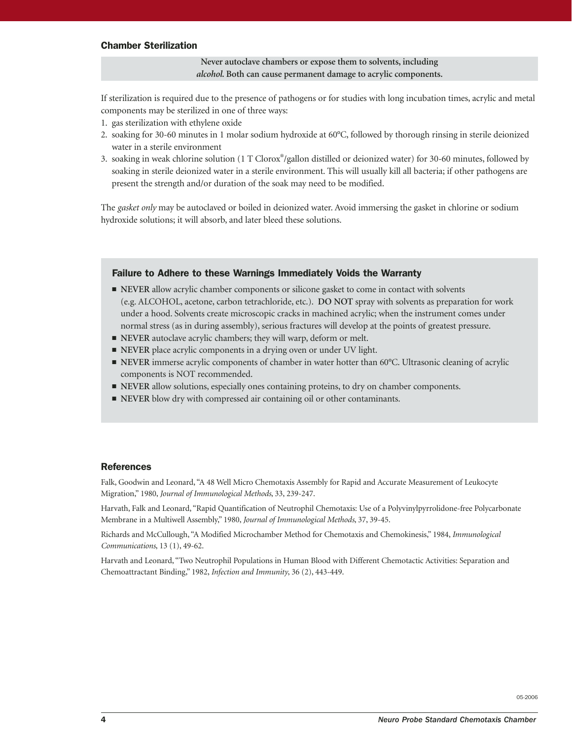## Chamber Sterilization

**Never autoclave chambers or expose them to solvents, including *alcohol*. Both can cause permanent damage to acrylic components.**

If sterilization is required due to the presence of pathogens or for studies with long incubation times, acrylic and metal components may be sterilized in one of three ways:

1. gas sterilization with ethylene oxide
2. soaking for 30-60 minutes in 1 molar sodium hydroxide at 60°C, followed by thorough rinsing in sterile deionized water in a sterile environment
3. soaking in weak chlorine solution (1 T Clorox®/gallon distilled or deionized water) for 30-60 minutes, followed by soaking in sterile deionized water in a sterile environment. This will usually kill all bacteria; if other pathogens are present the strength and/or duration of the soak may need to be modified.

The *gasket only* may be autoclaved or boiled in deionized water. Avoid immersing the gasket in chlorine or sodium hydroxide solutions; it will absorb, and later bleed these solutions.

### Failure to Adhere to these Warnings Immediately Voids the Warranty

- **NEVER** allow acrylic chamber components or silicone gasket to come in contact with solvents (e.g. ALCOHOL, acetone, carbon tetrachloride, etc.). **DO NOT** spray with solvents as preparation for work under a hood. Solvents create microscopic cracks in machined acrylic; when the instrument comes under normal stress (as in during assembly), serious fractures will develop at the points of greatest pressure.
- **NEVER** autoclave acrylic chambers; they will warp, deform or melt.
- **NEVER** place acrylic components in a drying oven or under UV light.
- **NEVER** immerse acrylic components of chamber in water hotter than 60°C. Ultrasonic cleaning of acrylic components is NOT recommended.
- **NEVER** allow solutions, especially ones containing proteins, to dry on chamber components.
- **NEVER** blow dry with compressed air containing oil or other contaminants.

## References

Falk, Goodwin and Leonard, "A 48 Well Micro Chemotaxis Assembly for Rapid and Accurate Measurement of Leukocyte Migration," 1980, *Journal of Immunological Methods*, 33, 239-247.

Harvath, Falk and Leonard, "Rapid Quantification of Neutrophil Chemotaxis: Use of a Polyvinylpyrrolidone-free Polycarbonate Membrane in a Multiwell Assembly," 1980, *Journal of Immunological Methods*, 37, 39-45.

Richards and McCullough, "A Modified Microchamber Method for Chemotaxis and Chemokinesis," 1984, *Immunological Communications*, 13 (1), 49-62.

Harvath and Leonard, "Two Neutrophil Populations in Human Blood with Different Chemotactic Activities: Separation and Chemoattractant Binding," 1982, *Infection and Immunity*, 36 (2), 443-449.

05-2006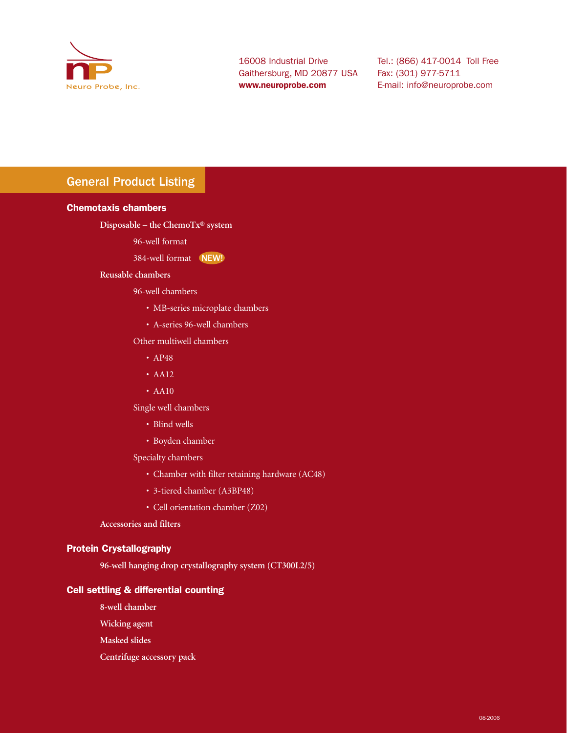Neuro Probe, Inc.

16008 Industrial Drive
Gaithersburg, MD 20877 USA
**www.neuroprobe.com**

Tel.: (866) 417-0014 Toll Free
Fax: (301) 977-5711
E-mail: info@neuroprobe.com

# General Product Listing

## Chemotaxis chambers

**Disposable – the ChemoTx® system**

- 96-well format
- 384-well format NEW!

**Reusable chambers**

- 96-well chambers
  - MB-series microplate chambers
  - A-series 96-well chambers
- Other multiwell chambers
  - AP48
  - AA12
  - AA10
- Single well chambers
  - Blind wells
  - Boyden chamber
- Specialty chambers
  - Chamber with filter retaining hardware (AC48)
  - 3-tiered chamber (A3BP48)
  - Cell orientation chamber (Z02)

**Accessories and filters**

## Protein Crystallography

**96-well hanging drop crystallography system (CT300L2/5)**

## Cell settling & differential counting

**8-well chamber**

**Wicking agent**

**Masked slides**

**Centrifuge accessory pack**

08-2006